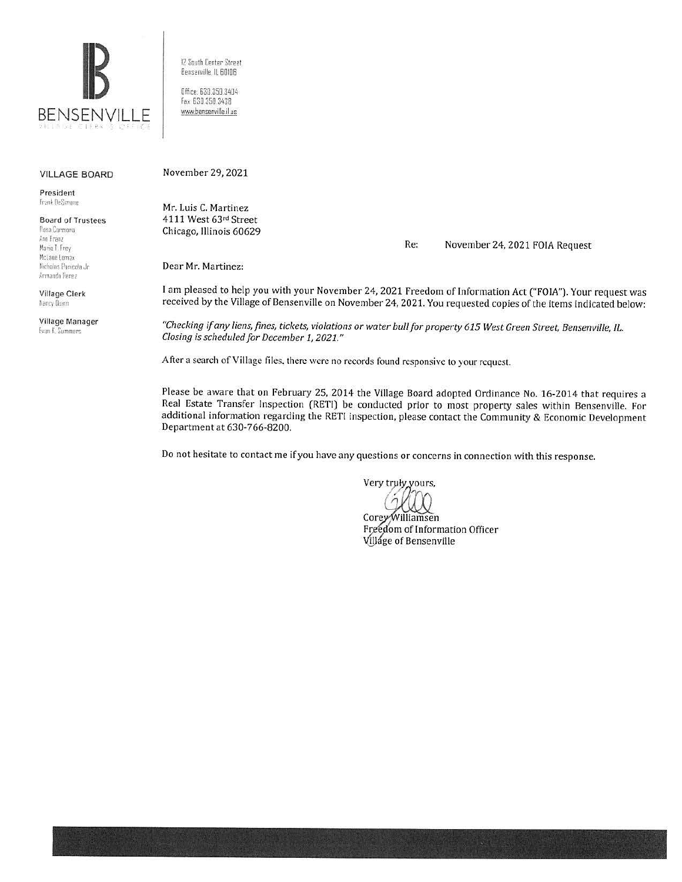**BENSENVILLE**
VILLAGE CLERK'S OFFICE

12 South Center Street
Bensenville, IL 60106

Office: 630.350.3404
Fax: 630.350.3438
www.bensenville.il.us

**VILLAGE BOARD**

**President**
Frank DeSimone

**Board of Trustees**
Rosa Carmona
Ann Franz
Marie T. Frey
McLane Lomax
Nicholas Panicola Jr
Armando Perez

**Village Clerk**
Nancy Quinn

**Village Manager**
Evan K. Summers

November 29, 2021

Mr. Luis C. Martinez
4111 West 63rd Street
Chicago, Illinois 60629

Re: November 24, 2021 FOIA Request

Dear Mr. Martinez:

I am pleased to help you with your November 24, 2021 Freedom of Information Act ("FOIA"). Your request was received by the Village of Bensenville on November 24, 2021. You requested copies of the items indicated below:

*"Checking if any liens, fines, tickets, violations or water bull for property 615 West Green Street, Bensenville, IL. Closing is scheduled for December 1, 2021."*

After a search of Village files, there were no records found responsive to your request.

Please be aware that on February 25, 2014 the Village Board adopted Ordinance No. 16-2014 that requires a Real Estate Transfer Inspection (RETI) be conducted prior to most property sales within Bensenville. For additional information regarding the RETI inspection, please contact the Community & Economic Development Department at 630-766-8200.

Do not hesitate to contact me if you have any questions or concerns in connection with this response.

Very truly yours,

Corey Williamsen
Freedom of Information Officer
Village of Bensenville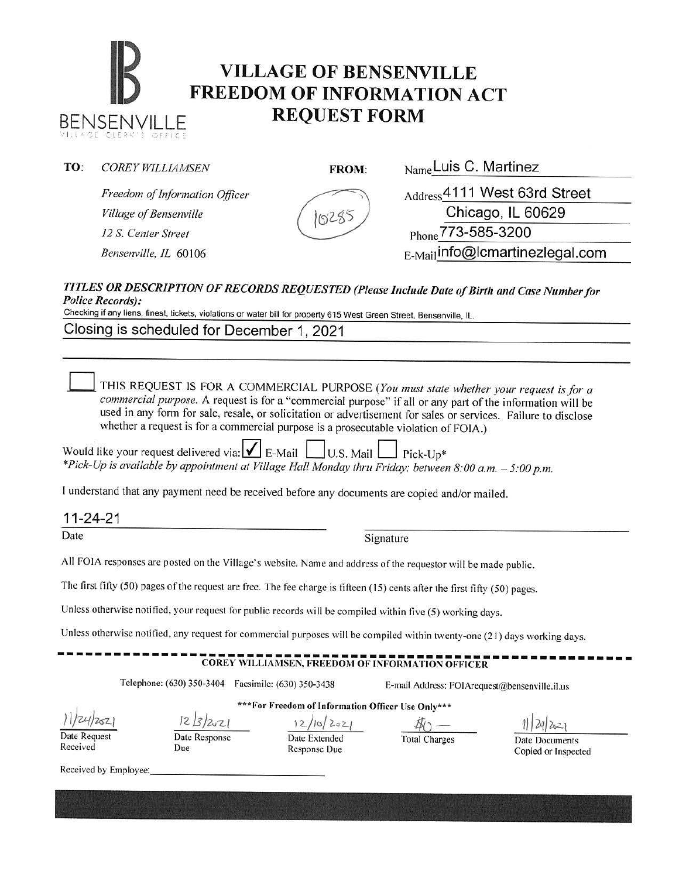# VILLAGE OF BENSENVILLE FREEDOM OF INFORMATION ACT REQUEST FORM

BENSENVILLE
VILLAGE CLERK'S OFFICE

**TO:** *COREY WILLIAMSEN*
*Freedom of Information Officer*
*Village of Bensenville*
*12 S. Center Street*
*Bensenville, IL 60106*

**FROM:**

10285

Name Luis C. Martinez
Address 4111 West 63rd Street
Chicago, IL 60629
Phone 773-585-3200
E-Mail info@lcmartinezlegal.com

***TITLES OR DESCRIPTION OF RECORDS REQUESTED (Please Include Date of Birth and Case Number for Police Records):***

Checking if any liens, finest, tickets, violations or water bill for property 615 West Green Street, Bensenville, IL.

Closing is scheduled for December 1, 2021

☐ THIS REQUEST IS FOR A COMMERCIAL PURPOSE (*You must state whether your request is for a commercial purpose.* A request is for a "commercial purpose" if all or any part of the information will be used in any form for sale, resale, or solicitation or advertisement for sales or services. Failure to disclose whether a request is for a commercial purpose is a prosecutable violation of FOIA.)

Would like your request delivered via: ☑ E-Mail ☐ U.S. Mail ☐ Pick-Up*
**Pick-Up is available by appointment at Village Hall Monday thru Friday; between 8:00 a.m. – 5:00 p.m.*

I understand that any payment need be received before any documents are copied and/or mailed.

11-24-21
Date

Signature

All FOIA responses are posted on the Village's website. Name and address of the requestor will be made public.

The first fifty (50) pages of the request are free. The fee charge is fifteen (15) cents after the first fifty (50) pages.

Unless otherwise notified, your request for public records will be compiled within five (5) working days.

Unless otherwise notified, any request for commercial purposes will be compiled within twenty-one (21) days working days.

**COREY WILLIAMSEN, FREEDOM OF INFORMATION OFFICER**

Telephone: (630) 350-3404 Facsimile: (630) 350-3438 E-mail Address: FOIArequest@bensenville.il.us

***For Freedom of Information Officer Use Only***

| Date Request Received | Date Response Due | Date Extended Response Due | Total Charges | Date Documents Copied or Inspected |
|---|---|---|---|---|
| 11/24/2021 | 12/3/2021 | 12/10/2021 | $0 — | 11/29/2021 |

Received by Employee: ____________________